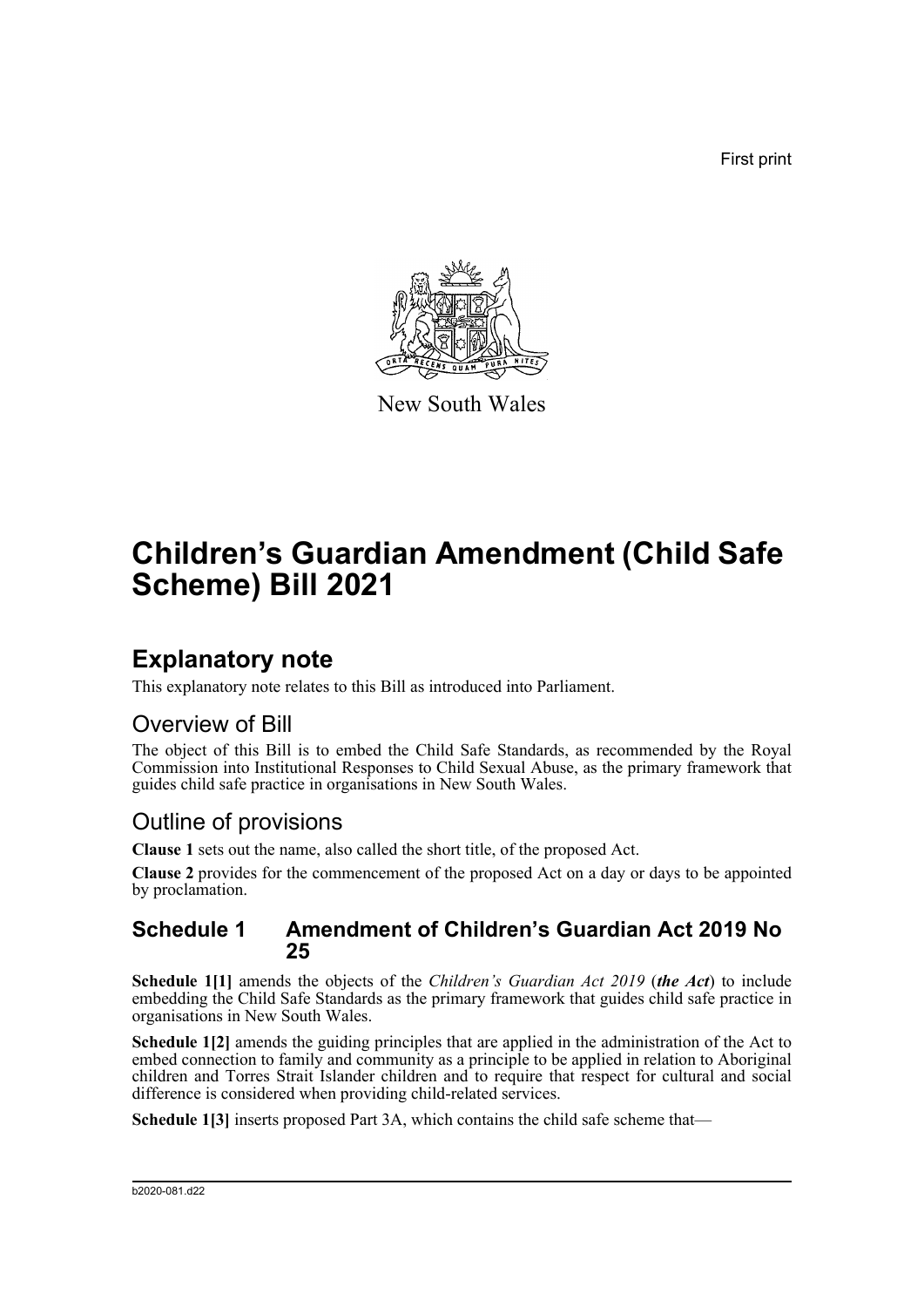First print

New South Wales

# Children's Guardian Amendment (Child Safe Scheme) Bill 2021

## Explanatory note

This explanatory note relates to this Bill as introduced into Parliament.

### Overview of Bill

The object of this Bill is to embed the Child Safe Standards, as recommended by the Royal Commission into Institutional Responses to Child Sexual Abuse, as the primary framework that guides child safe practice in organisations in New South Wales.

### Outline of provisions

**Clause 1** sets out the name, also called the short title, of the proposed Act.

**Clause 2** provides for the commencement of the proposed Act on a day or days to be appointed by proclamation.

#### Schedule 1 Amendment of Children's Guardian Act 2019 No 25

**Schedule 1[1]** amends the objects of the *Children's Guardian Act 2019* (***the Act***) to include embedding the Child Safe Standards as the primary framework that guides child safe practice in organisations in New South Wales.

**Schedule 1[2]** amends the guiding principles that are applied in the administration of the Act to embed connection to family and community as a principle to be applied in relation to Aboriginal children and Torres Strait Islander children and to require that respect for cultural and social difference is considered when providing child-related services.

**Schedule 1[3]** inserts proposed Part 3A, which contains the child safe scheme that—

b2020-081.d22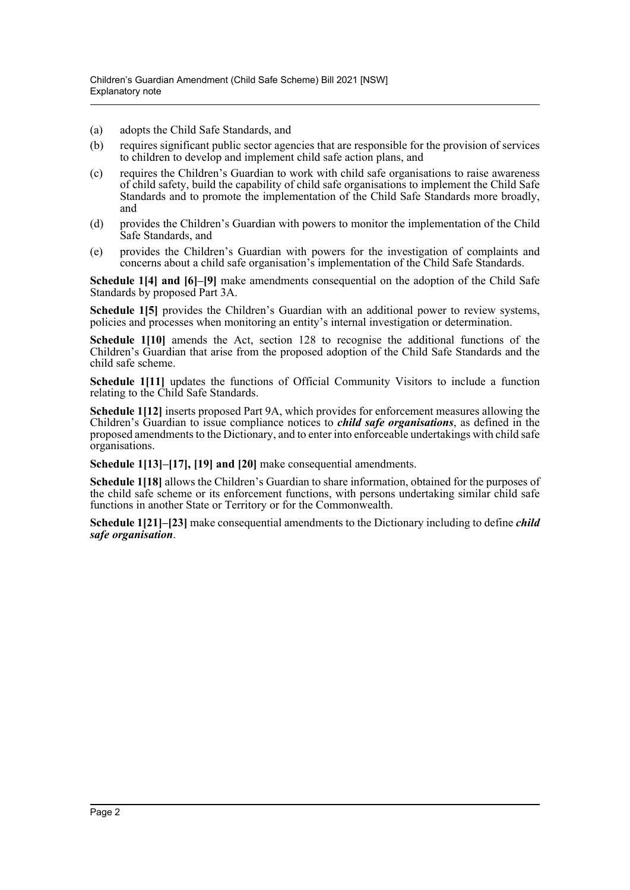(a) adopts the Child Safe Standards, and

(b) requires significant public sector agencies that are responsible for the provision of services to children to develop and implement child safe action plans, and

(c) requires the Children's Guardian to work with child safe organisations to raise awareness of child safety, build the capability of child safe organisations to implement the Child Safe Standards and to promote the implementation of the Child Safe Standards more broadly, and

(d) provides the Children's Guardian with powers to monitor the implementation of the Child Safe Standards, and

(e) provides the Children's Guardian with powers for the investigation of complaints and concerns about a child safe organisation's implementation of the Child Safe Standards.

**Schedule 1[4] and [6]–[9]** make amendments consequential on the adoption of the Child Safe Standards by proposed Part 3A.

**Schedule 1[5]** provides the Children's Guardian with an additional power to review systems, policies and processes when monitoring an entity's internal investigation or determination.

**Schedule 1[10]** amends the Act, section 128 to recognise the additional functions of the Children's Guardian that arise from the proposed adoption of the Child Safe Standards and the child safe scheme.

**Schedule 1[11]** updates the functions of Official Community Visitors to include a function relating to the Child Safe Standards.

**Schedule 1[12]** inserts proposed Part 9A, which provides for enforcement measures allowing the Children's Guardian to issue compliance notices to ***child safe organisations***, as defined in the proposed amendments to the Dictionary, and to enter into enforceable undertakings with child safe organisations.

**Schedule 1[13]–[17], [19] and [20]** make consequential amendments.

**Schedule 1[18]** allows the Children's Guardian to share information, obtained for the purposes of the child safe scheme or its enforcement functions, with persons undertaking similar child safe functions in another State or Territory or for the Commonwealth.

**Schedule 1[21]–[23]** make consequential amendments to the Dictionary including to define ***child safe organisation***.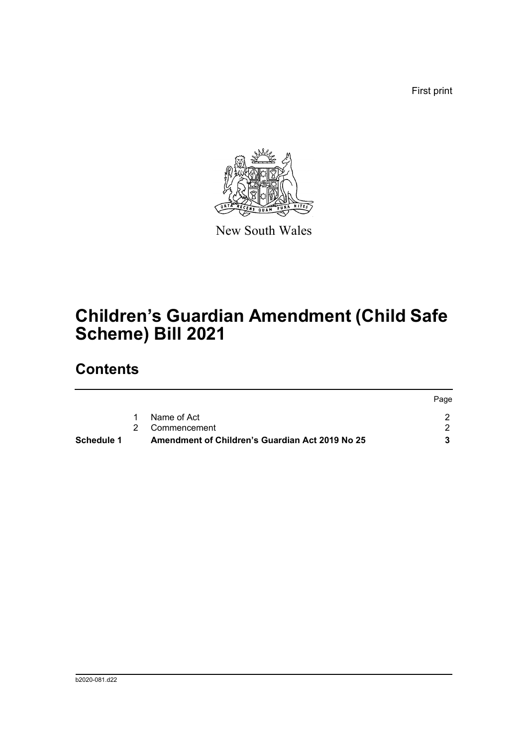First print

New South Wales

# Children's Guardian Amendment (Child Safe Scheme) Bill 2021

## Contents

| | | | Page |
|---|---|---|---|
| | 1 | Name of Act | 2 |
| | 2 | Commencement | 2 |
| **Schedule 1** | | **Amendment of Children's Guardian Act 2019 No 25** | **3** |

b2020-081.d22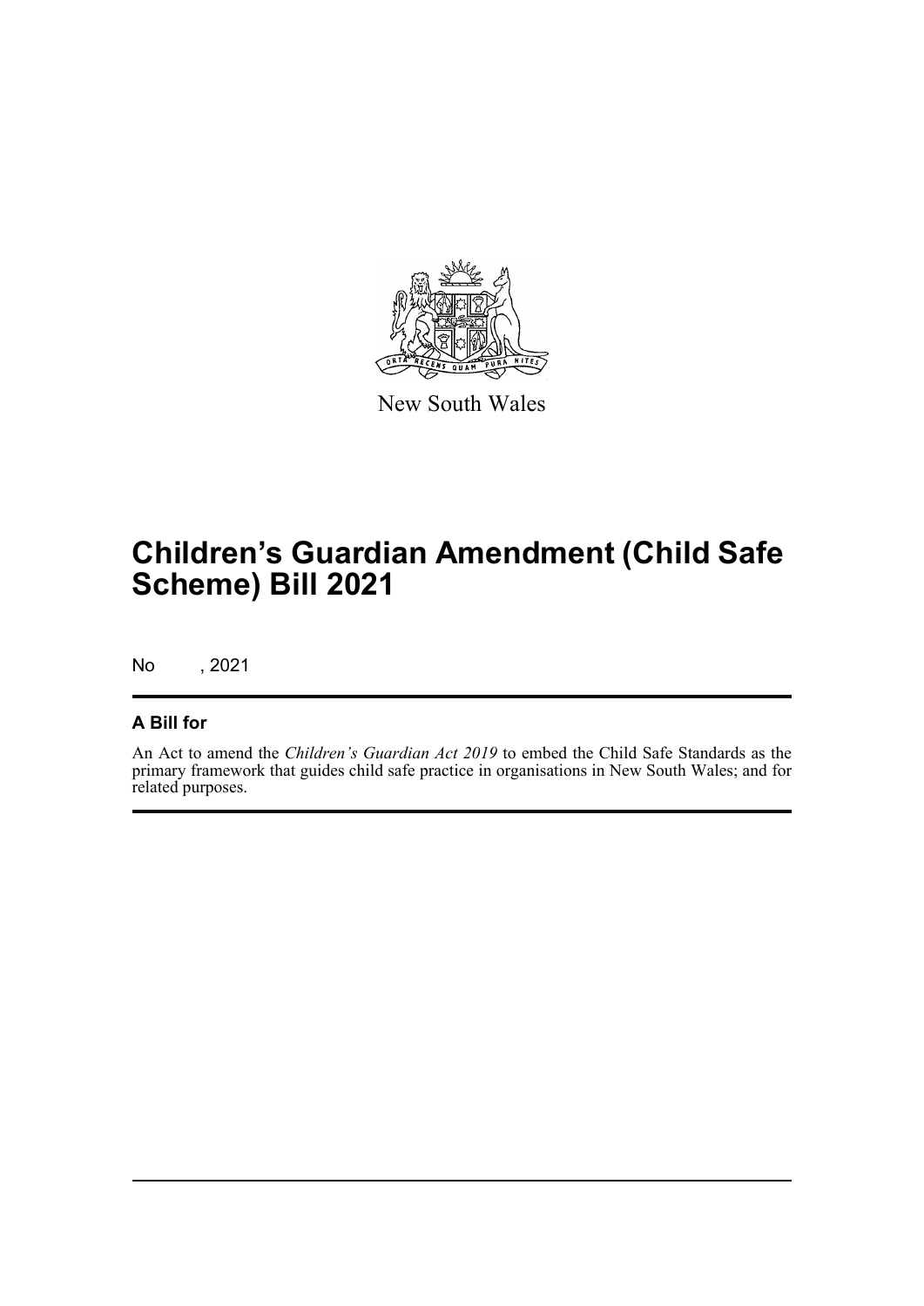New South Wales

# Children's Guardian Amendment (Child Safe Scheme) Bill 2021

No , 2021

## A Bill for

An Act to amend the *Children's Guardian Act 2019* to embed the Child Safe Standards as the primary framework that guides child safe practice in organisations in New South Wales; and for related purposes.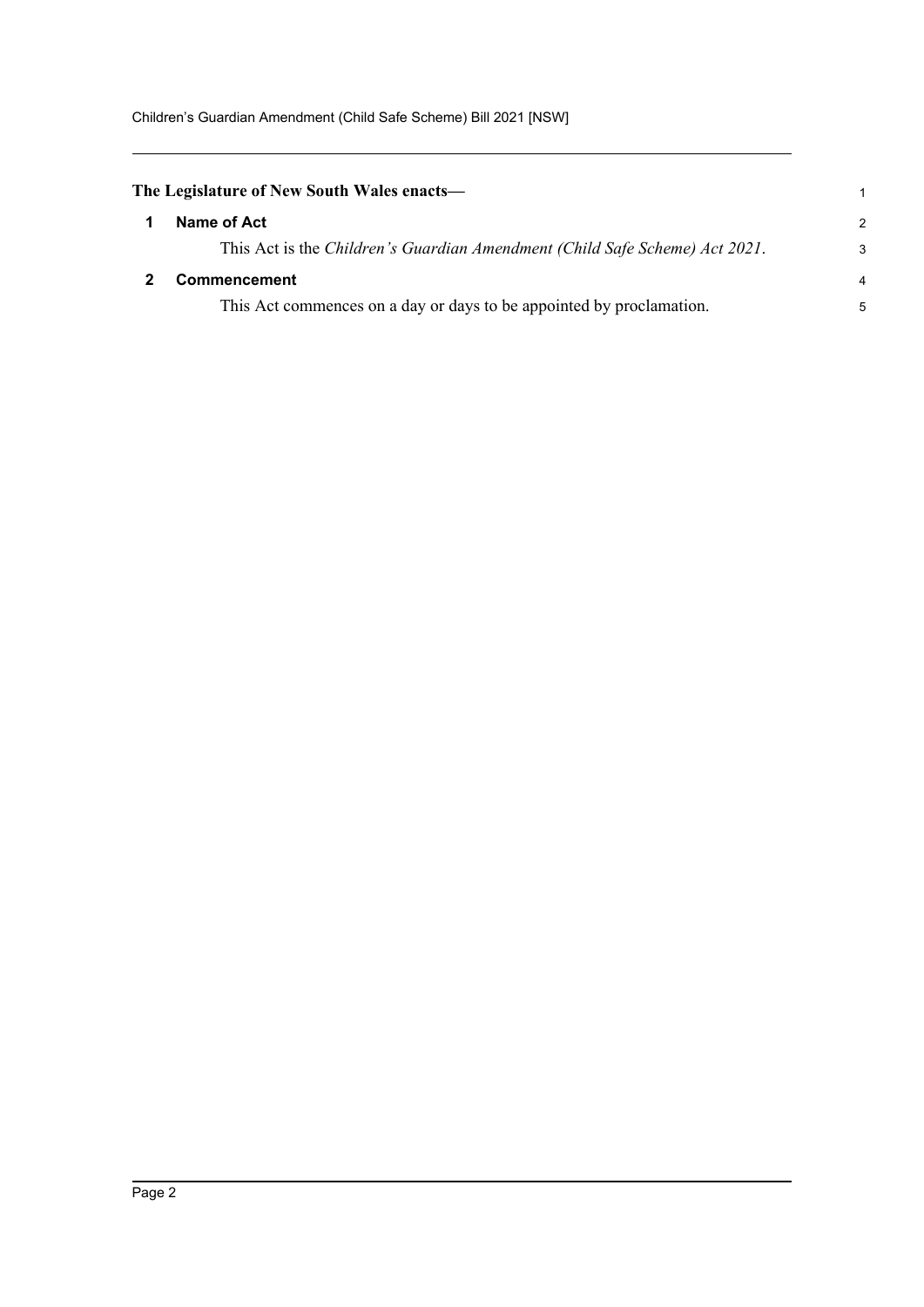**The Legislature of New South Wales enacts—**

## 1 Name of Act

This Act is the *Children's Guardian Amendment (Child Safe Scheme) Act 2021*.

## 2 Commencement

This Act commences on a day or days to be appointed by proclamation.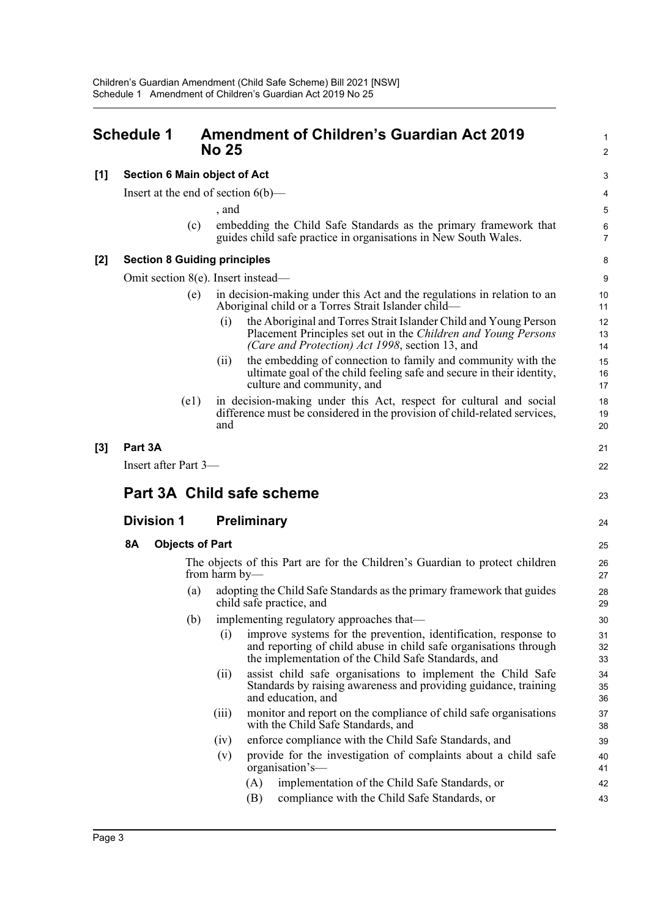## Schedule 1 Amendment of Children's Guardian Act 2019 No 25

**[1] Section 6 Main object of Act**

Insert at the end of section 6(b)—

, and

(c) embedding the Child Safe Standards as the primary framework that guides child safe practice in organisations in New South Wales.

**[2] Section 8 Guiding principles**

Omit section 8(e). Insert instead—

(e) in decision-making under this Act and the regulations in relation to an Aboriginal child or a Torres Strait Islander child—

(i) the Aboriginal and Torres Strait Islander Child and Young Person Placement Principles set out in the *Children and Young Persons (Care and Protection) Act 1998*, section 13, and

(ii) the embedding of connection to family and community with the ultimate goal of the child feeling safe and secure in their identity, culture and community, and

(e1) in decision-making under this Act, respect for cultural and social difference must be considered in the provision of child-related services, and

**[3] Part 3A**

Insert after Part 3—

## Part 3A Child safe scheme

### Division 1 Preliminary

**8A Objects of Part**

The objects of this Part are for the Children's Guardian to protect children from harm by—

(a) adopting the Child Safe Standards as the primary framework that guides child safe practice, and

(b) implementing regulatory approaches that—

(i) improve systems for the prevention, identification, response to and reporting of child abuse in child safe organisations through the implementation of the Child Safe Standards, and

(ii) assist child safe organisations to implement the Child Safe Standards by raising awareness and providing guidance, training and education, and

(iii) monitor and report on the compliance of child safe organisations with the Child Safe Standards, and

(iv) enforce compliance with the Child Safe Standards, and

(v) provide for the investigation of complaints about a child safe organisation's—

(A) implementation of the Child Safe Standards, or

(B) compliance with the Child Safe Standards, or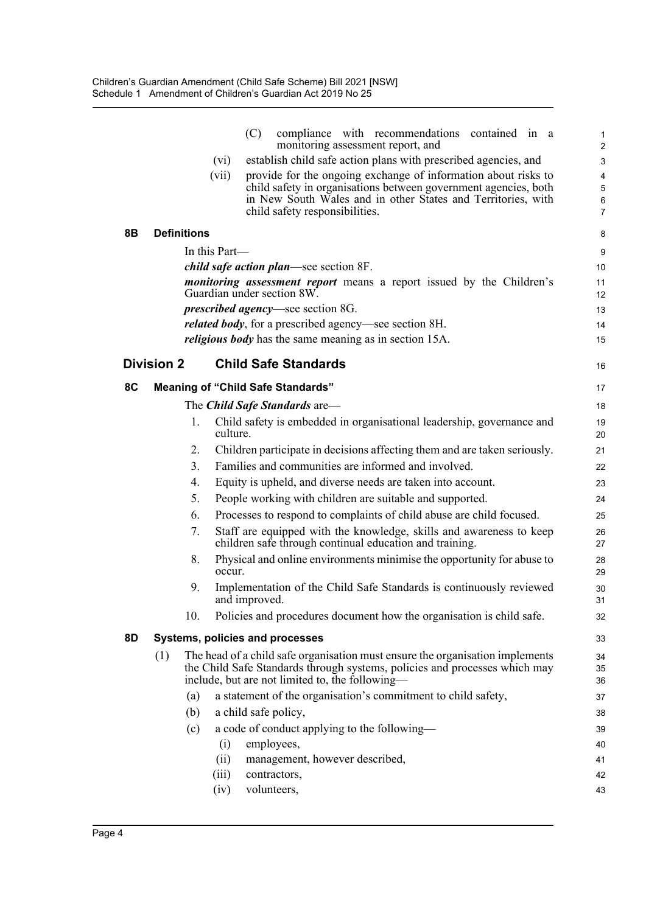(C) compliance with recommendations contained in a monitoring assessment report, and

(vi) establish child safe action plans with prescribed agencies, and

(vii) provide for the ongoing exchange of information about risks to child safety in organisations between government agencies, both in New South Wales and in other States and Territories, with child safety responsibilities.

### 8B Definitions

In this Part—

***child safe action plan***—see section 8F.

***monitoring assessment report*** means a report issued by the Children's Guardian under section 8W.

***prescribed agency***—see section 8G.

***related body***, for a prescribed agency—see section 8H.

***religious body*** has the same meaning as in section 15A.

## Division 2 Child Safe Standards

### 8C Meaning of "Child Safe Standards"

The ***Child Safe Standards*** are—

1. Child safety is embedded in organisational leadership, governance and culture.
2. Children participate in decisions affecting them and are taken seriously.
3. Families and communities are informed and involved.
4. Equity is upheld, and diverse needs are taken into account.
5. People working with children are suitable and supported.
6. Processes to respond to complaints of child abuse are child focused.
7. Staff are equipped with the knowledge, skills and awareness to keep children safe through continual education and training.
8. Physical and online environments minimise the opportunity for abuse to occur.
9. Implementation of the Child Safe Standards is continuously reviewed and improved.
10. Policies and procedures document how the organisation is child safe.

### 8D Systems, policies and processes

(1) The head of a child safe organisation must ensure the organisation implements the Child Safe Standards through systems, policies and processes which may include, but are not limited to, the following—

(a) a statement of the organisation's commitment to child safety,

(b) a child safe policy,

(c) a code of conduct applying to the following—

(i) employees,

(ii) management, however described,

(iii) contractors,

(iv) volunteers,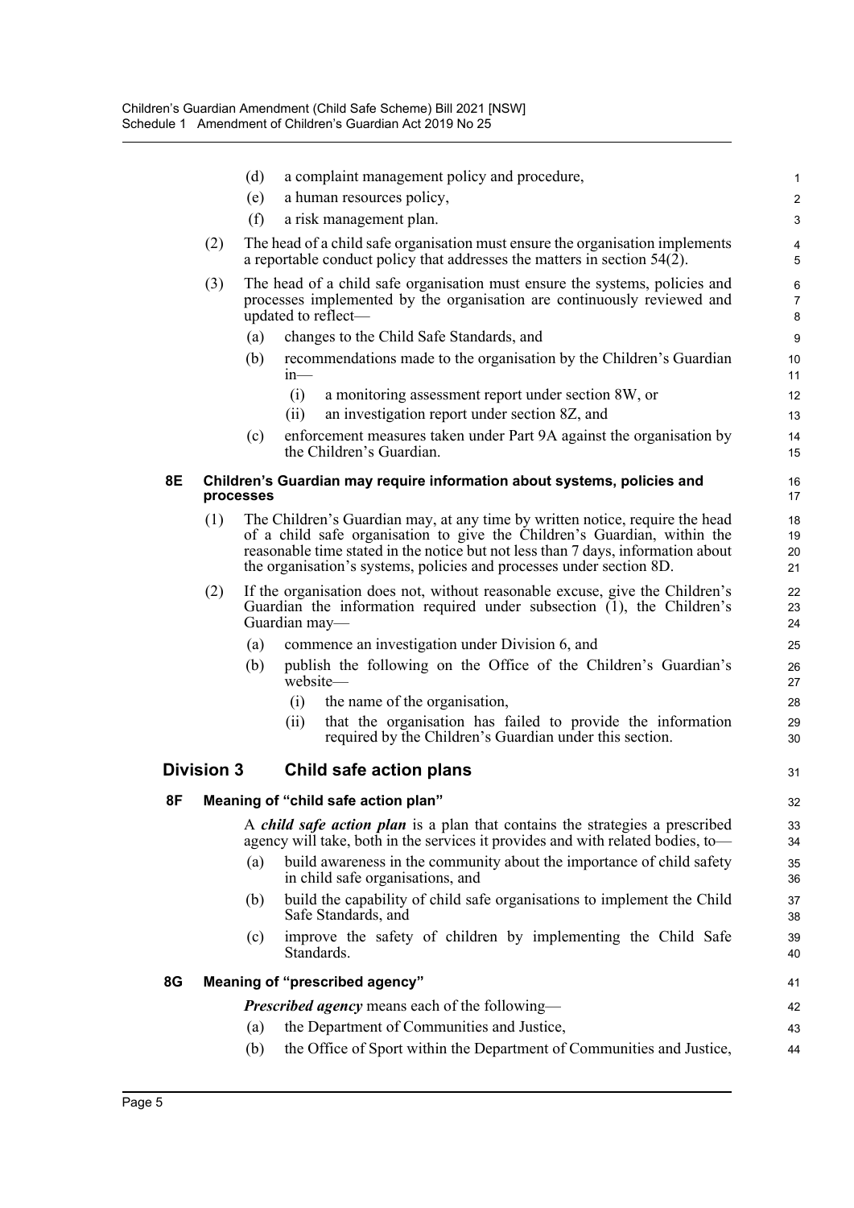(d) a complaint management policy and procedure,

(e) a human resources policy,

(f) a risk management plan.

(2) The head of a child safe organisation must ensure the organisation implements a reportable conduct policy that addresses the matters in section 54(2).

(3) The head of a child safe organisation must ensure the systems, policies and processes implemented by the organisation are continuously reviewed and updated to reflect—

(a) changes to the Child Safe Standards, and

(b) recommendations made to the organisation by the Children's Guardian in—

(i) a monitoring assessment report under section 8W, or

(ii) an investigation report under section 8Z, and

(c) enforcement measures taken under Part 9A against the organisation by the Children's Guardian.

### 8E Children's Guardian may require information about systems, policies and processes

(1) The Children's Guardian may, at any time by written notice, require the head of a child safe organisation to give the Children's Guardian, within the reasonable time stated in the notice but not less than 7 days, information about the organisation's systems, policies and processes under section 8D.

(2) If the organisation does not, without reasonable excuse, give the Children's Guardian the information required under subsection (1), the Children's Guardian may—

(a) commence an investigation under Division 6, and

(b) publish the following on the Office of the Children's Guardian's website—

(i) the name of the organisation,

(ii) that the organisation has failed to provide the information required by the Children's Guardian under this section.

## Division 3 Child safe action plans

### 8F Meaning of "child safe action plan"

A ***child safe action plan*** is a plan that contains the strategies a prescribed agency will take, both in the services it provides and with related bodies, to—

(a) build awareness in the community about the importance of child safety in child safe organisations, and

(b) build the capability of child safe organisations to implement the Child Safe Standards, and

(c) improve the safety of children by implementing the Child Safe Standards.

### 8G Meaning of "prescribed agency"

***Prescribed agency*** means each of the following—

(a) the Department of Communities and Justice,

(b) the Office of Sport within the Department of Communities and Justice,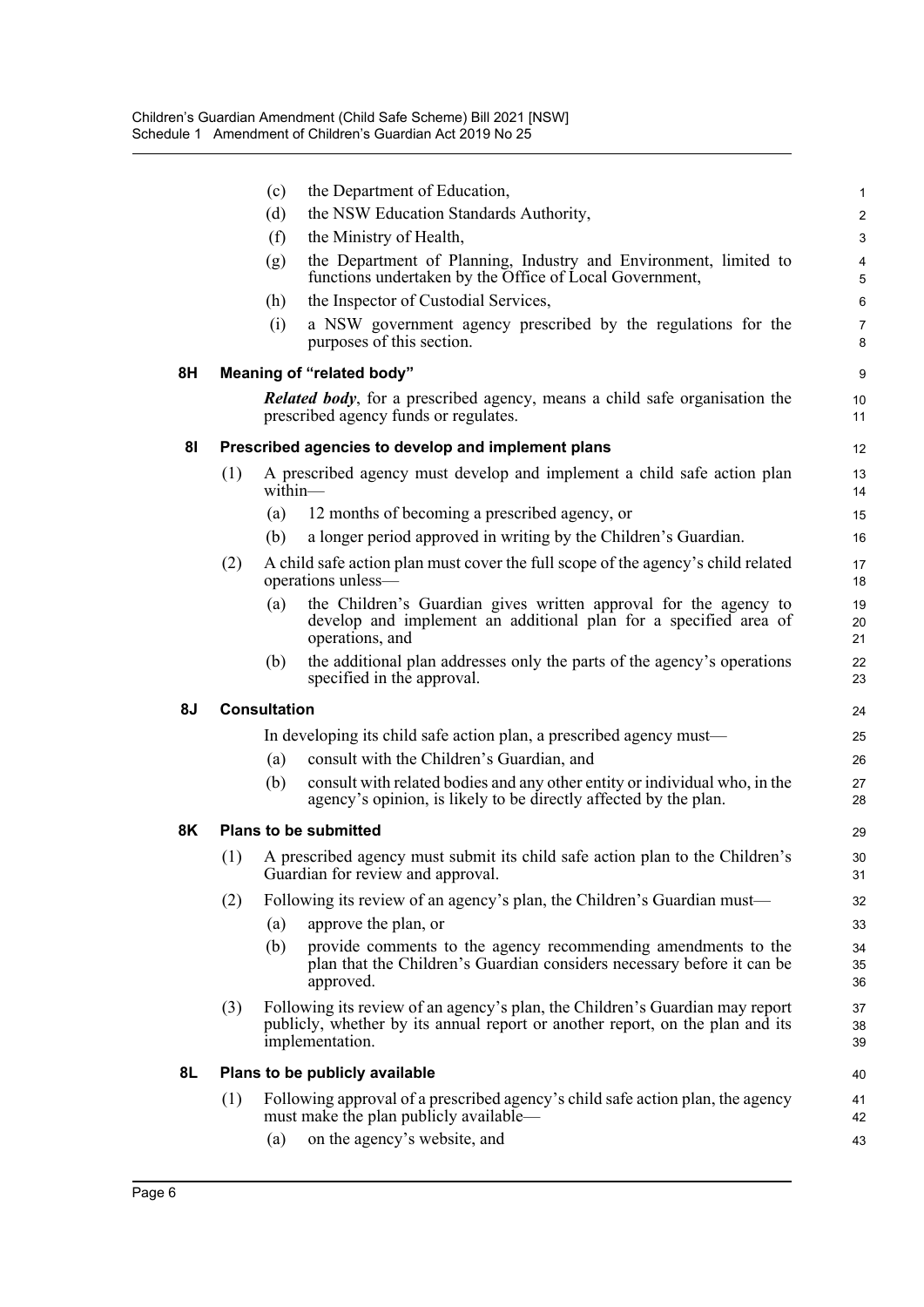(c) the Department of Education,

(d) the NSW Education Standards Authority,

(f) the Ministry of Health,

(g) the Department of Planning, Industry and Environment, limited to functions undertaken by the Office of Local Government,

(h) the Inspector of Custodial Services,

(i) a NSW government agency prescribed by the regulations for the purposes of this section.

### 8H Meaning of "related body"

***Related body***, for a prescribed agency, means a child safe organisation the prescribed agency funds or regulates.

### 8I Prescribed agencies to develop and implement plans

(1) A prescribed agency must develop and implement a child safe action plan within—

(a) 12 months of becoming a prescribed agency, or

(b) a longer period approved in writing by the Children's Guardian.

(2) A child safe action plan must cover the full scope of the agency's child related operations unless—

(a) the Children's Guardian gives written approval for the agency to develop and implement an additional plan for a specified area of operations, and

(b) the additional plan addresses only the parts of the agency's operations specified in the approval.

### 8J Consultation

In developing its child safe action plan, a prescribed agency must—

(a) consult with the Children's Guardian, and

(b) consult with related bodies and any other entity or individual who, in the agency's opinion, is likely to be directly affected by the plan.

### 8K Plans to be submitted

(1) A prescribed agency must submit its child safe action plan to the Children's Guardian for review and approval.

(2) Following its review of an agency's plan, the Children's Guardian must—

(a) approve the plan, or

(b) provide comments to the agency recommending amendments to the plan that the Children's Guardian considers necessary before it can be approved.

(3) Following its review of an agency's plan, the Children's Guardian may report publicly, whether by its annual report or another report, on the plan and its implementation.

### 8L Plans to be publicly available

(1) Following approval of a prescribed agency's child safe action plan, the agency must make the plan publicly available—

(a) on the agency's website, and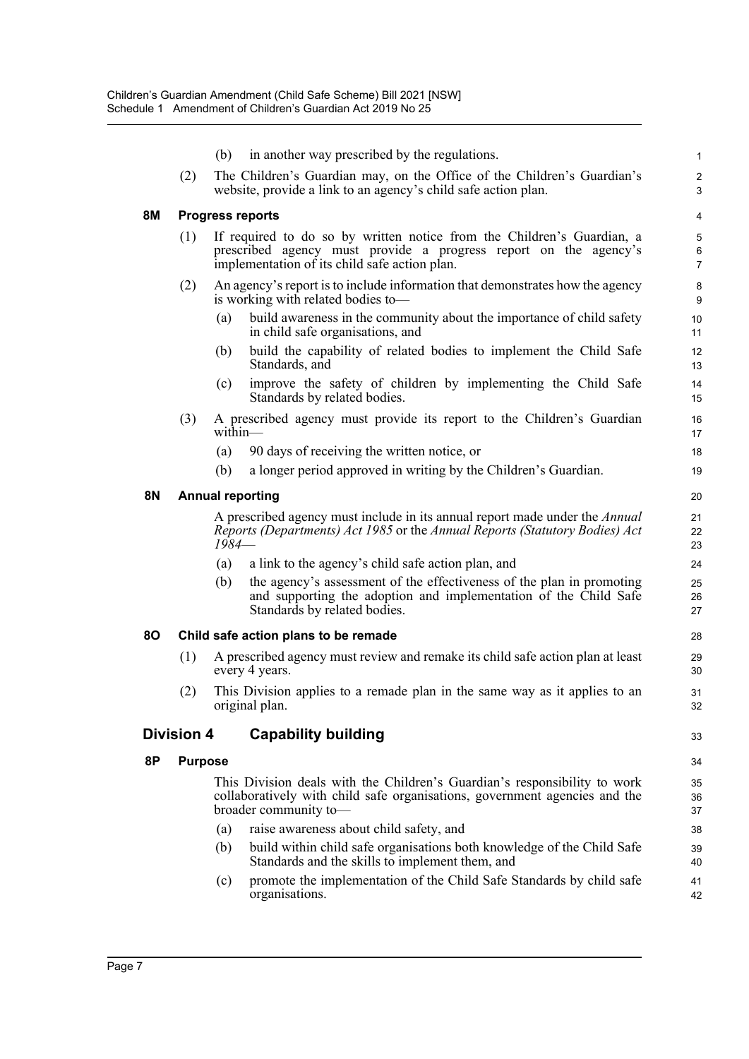(b) in another way prescribed by the regulations.

(2) The Children's Guardian may, on the Office of the Children's Guardian's website, provide a link to an agency's child safe action plan.

**8M Progress reports**

(1) If required to do so by written notice from the Children's Guardian, a prescribed agency must provide a progress report on the agency's implementation of its child safe action plan.

(2) An agency's report is to include information that demonstrates how the agency is working with related bodies to—

(a) build awareness in the community about the importance of child safety in child safe organisations, and

(b) build the capability of related bodies to implement the Child Safe Standards, and

(c) improve the safety of children by implementing the Child Safe Standards by related bodies.

(3) A prescribed agency must provide its report to the Children's Guardian within—

(a) 90 days of receiving the written notice, or

(b) a longer period approved in writing by the Children's Guardian.

**8N Annual reporting**

A prescribed agency must include in its annual report made under the *Annual Reports (Departments) Act 1985* or the *Annual Reports (Statutory Bodies) Act 1984*—

(a) a link to the agency's child safe action plan, and

(b) the agency's assessment of the effectiveness of the plan in promoting and supporting the adoption and implementation of the Child Safe Standards by related bodies.

**8O Child safe action plans to be remade**

(1) A prescribed agency must review and remake its child safe action plan at least every 4 years.

(2) This Division applies to a remade plan in the same way as it applies to an original plan.

## Division 4 Capability building

**8P Purpose**

This Division deals with the Children's Guardian's responsibility to work collaboratively with child safe organisations, government agencies and the broader community to—

(a) raise awareness about child safety, and

(b) build within child safe organisations both knowledge of the Child Safe Standards and the skills to implement them, and

(c) promote the implementation of the Child Safe Standards by child safe organisations.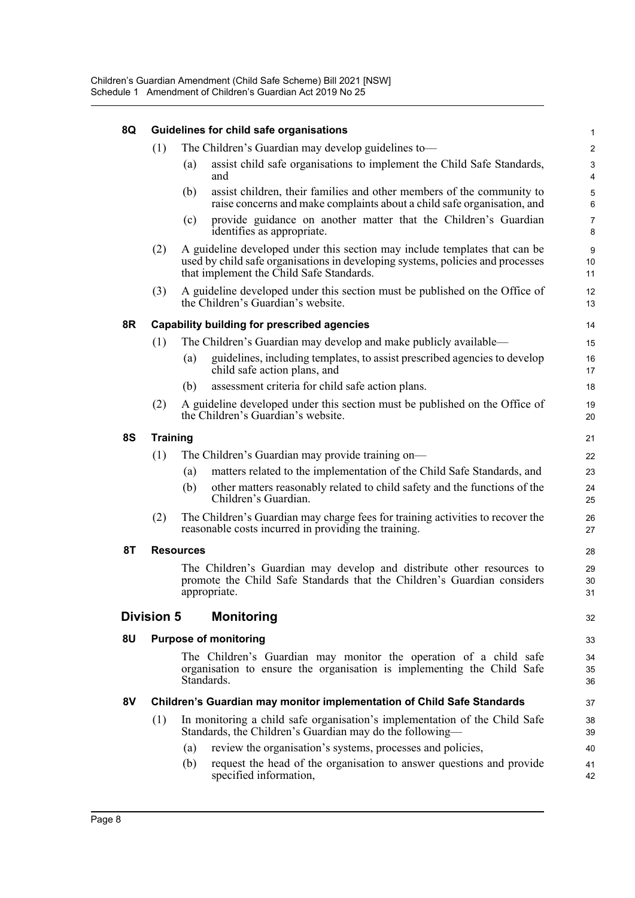### 8Q Guidelines for child safe organisations

(1) The Children's Guardian may develop guidelines to—

- (a) assist child safe organisations to implement the Child Safe Standards, and
- (b) assist children, their families and other members of the community to raise concerns and make complaints about a child safe organisation, and
- (c) provide guidance on another matter that the Children's Guardian identifies as appropriate.

(2) A guideline developed under this section may include templates that can be used by child safe organisations in developing systems, policies and processes that implement the Child Safe Standards.

(3) A guideline developed under this section must be published on the Office of the Children's Guardian's website.

### 8R Capability building for prescribed agencies

(1) The Children's Guardian may develop and make publicly available—

- (a) guidelines, including templates, to assist prescribed agencies to develop child safe action plans, and
- (b) assessment criteria for child safe action plans.

(2) A guideline developed under this section must be published on the Office of the Children's Guardian's website.

### 8S Training

(1) The Children's Guardian may provide training on—

- (a) matters related to the implementation of the Child Safe Standards, and
- (b) other matters reasonably related to child safety and the functions of the Children's Guardian.

(2) The Children's Guardian may charge fees for training activities to recover the reasonable costs incurred in providing the training.

### 8T Resources

The Children's Guardian may develop and distribute other resources to promote the Child Safe Standards that the Children's Guardian considers appropriate.

## Division 5 Monitoring

### 8U Purpose of monitoring

The Children's Guardian may monitor the operation of a child safe organisation to ensure the organisation is implementing the Child Safe Standards.

### 8V Children's Guardian may monitor implementation of Child Safe Standards

(1) In monitoring a child safe organisation's implementation of the Child Safe Standards, the Children's Guardian may do the following—

- (a) review the organisation's systems, processes and policies,
- (b) request the head of the organisation to answer questions and provide specified information,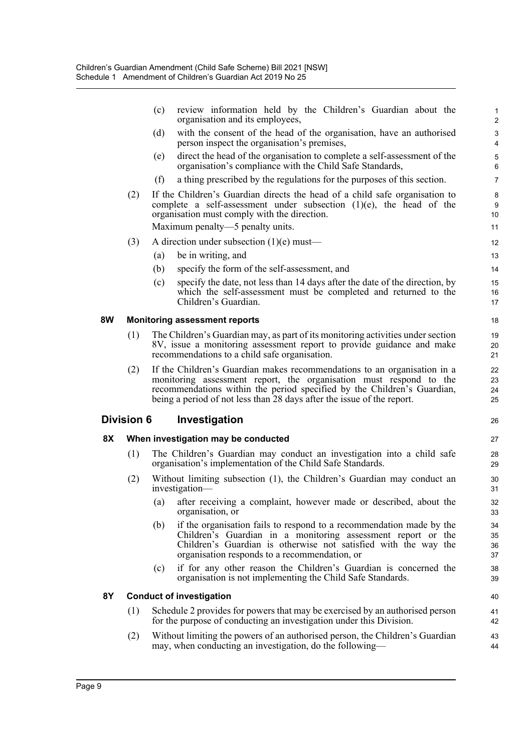(c) review information held by the Children's Guardian about the organisation and its employees,

(d) with the consent of the head of the organisation, have an authorised person inspect the organisation's premises,

(e) direct the head of the organisation to complete a self-assessment of the organisation's compliance with the Child Safe Standards,

(f) a thing prescribed by the regulations for the purposes of this section.

(2) If the Children's Guardian directs the head of a child safe organisation to complete a self-assessment under subsection (1)(e), the head of the organisation must comply with the direction.

Maximum penalty—5 penalty units.

(3) A direction under subsection (1)(e) must—

(a) be in writing, and

(b) specify the form of the self-assessment, and

(c) specify the date, not less than 14 days after the date of the direction, by which the self-assessment must be completed and returned to the Children's Guardian.

### 8W Monitoring assessment reports

(1) The Children's Guardian may, as part of its monitoring activities under section 8V, issue a monitoring assessment report to provide guidance and make recommendations to a child safe organisation.

(2) If the Children's Guardian makes recommendations to an organisation in a monitoring assessment report, the organisation must respond to the recommendations within the period specified by the Children's Guardian, being a period of not less than 28 days after the issue of the report.

## Division 6 Investigation

### 8X When investigation may be conducted

(1) The Children's Guardian may conduct an investigation into a child safe organisation's implementation of the Child Safe Standards.

(2) Without limiting subsection (1), the Children's Guardian may conduct an investigation—

(a) after receiving a complaint, however made or described, about the organisation, or

(b) if the organisation fails to respond to a recommendation made by the Children's Guardian in a monitoring assessment report or the Children's Guardian is otherwise not satisfied with the way the organisation responds to a recommendation, or

(c) if for any other reason the Children's Guardian is concerned the organisation is not implementing the Child Safe Standards.

### 8Y Conduct of investigation

(1) Schedule 2 provides for powers that may be exercised by an authorised person for the purpose of conducting an investigation under this Division.

(2) Without limiting the powers of an authorised person, the Children's Guardian may, when conducting an investigation, do the following—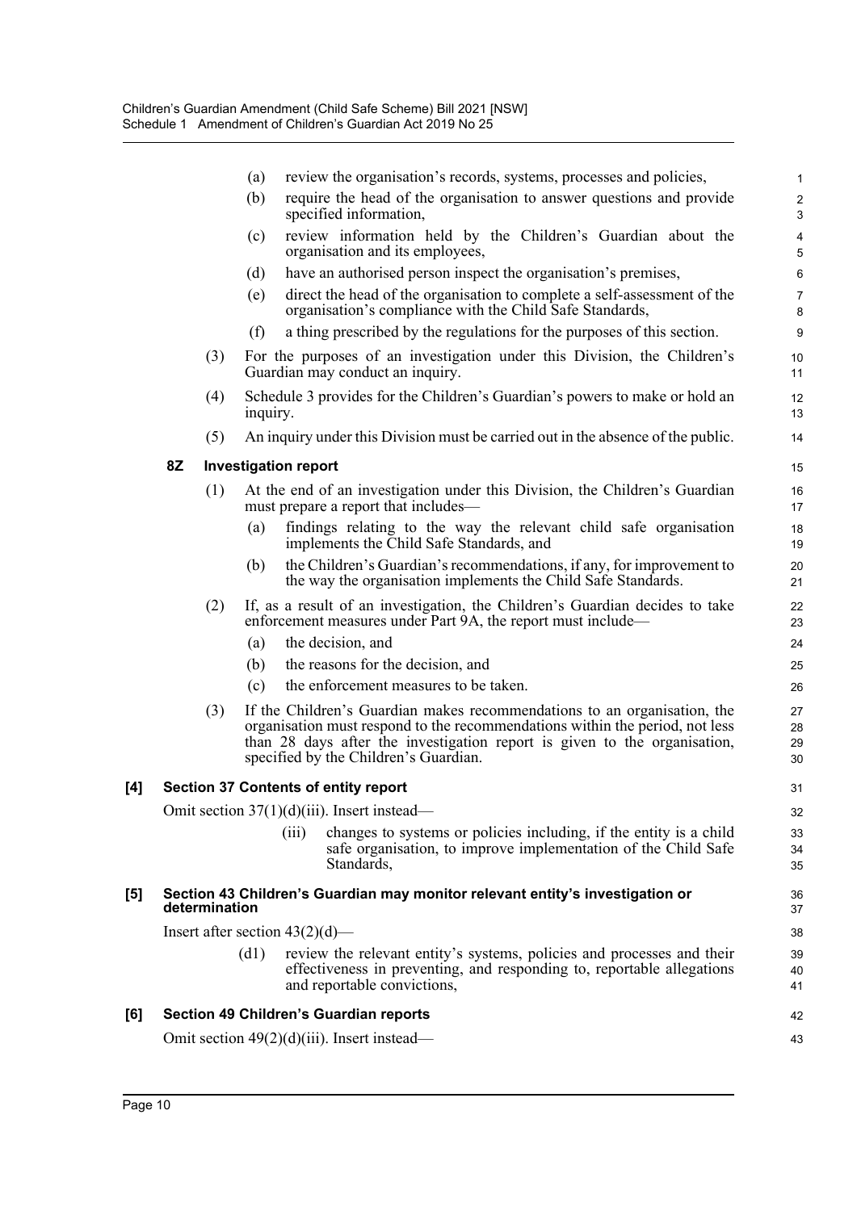(a) review the organisation's records, systems, processes and policies,

(b) require the head of the organisation to answer questions and provide specified information,

(c) review information held by the Children's Guardian about the organisation and its employees,

(d) have an authorised person inspect the organisation's premises,

(e) direct the head of the organisation to complete a self-assessment of the organisation's compliance with the Child Safe Standards,

(f) a thing prescribed by the regulations for the purposes of this section.

(3) For the purposes of an investigation under this Division, the Children's Guardian may conduct an inquiry.

(4) Schedule 3 provides for the Children's Guardian's powers to make or hold an inquiry.

(5) An inquiry under this Division must be carried out in the absence of the public.

**8Z Investigation report**

(1) At the end of an investigation under this Division, the Children's Guardian must prepare a report that includes—

(a) findings relating to the way the relevant child safe organisation implements the Child Safe Standards, and

(b) the Children's Guardian's recommendations, if any, for improvement to the way the organisation implements the Child Safe Standards.

(2) If, as a result of an investigation, the Children's Guardian decides to take enforcement measures under Part 9A, the report must include—

(a) the decision, and

(b) the reasons for the decision, and

(c) the enforcement measures to be taken.

(3) If the Children's Guardian makes recommendations to an organisation, the organisation must respond to the recommendations within the period, not less than 28 days after the investigation report is given to the organisation, specified by the Children's Guardian.

**[4] Section 37 Contents of entity report**

Omit section 37(1)(d)(iii). Insert instead—

(iii) changes to systems or policies including, if the entity is a child safe organisation, to improve implementation of the Child Safe Standards,

**[5] Section 43 Children's Guardian may monitor relevant entity's investigation or determination**

Insert after section 43(2)(d)—

(d1) review the relevant entity's systems, policies and processes and their effectiveness in preventing, and responding to, reportable allegations and reportable convictions,

**[6] Section 49 Children's Guardian reports**

Omit section 49(2)(d)(iii). Insert instead—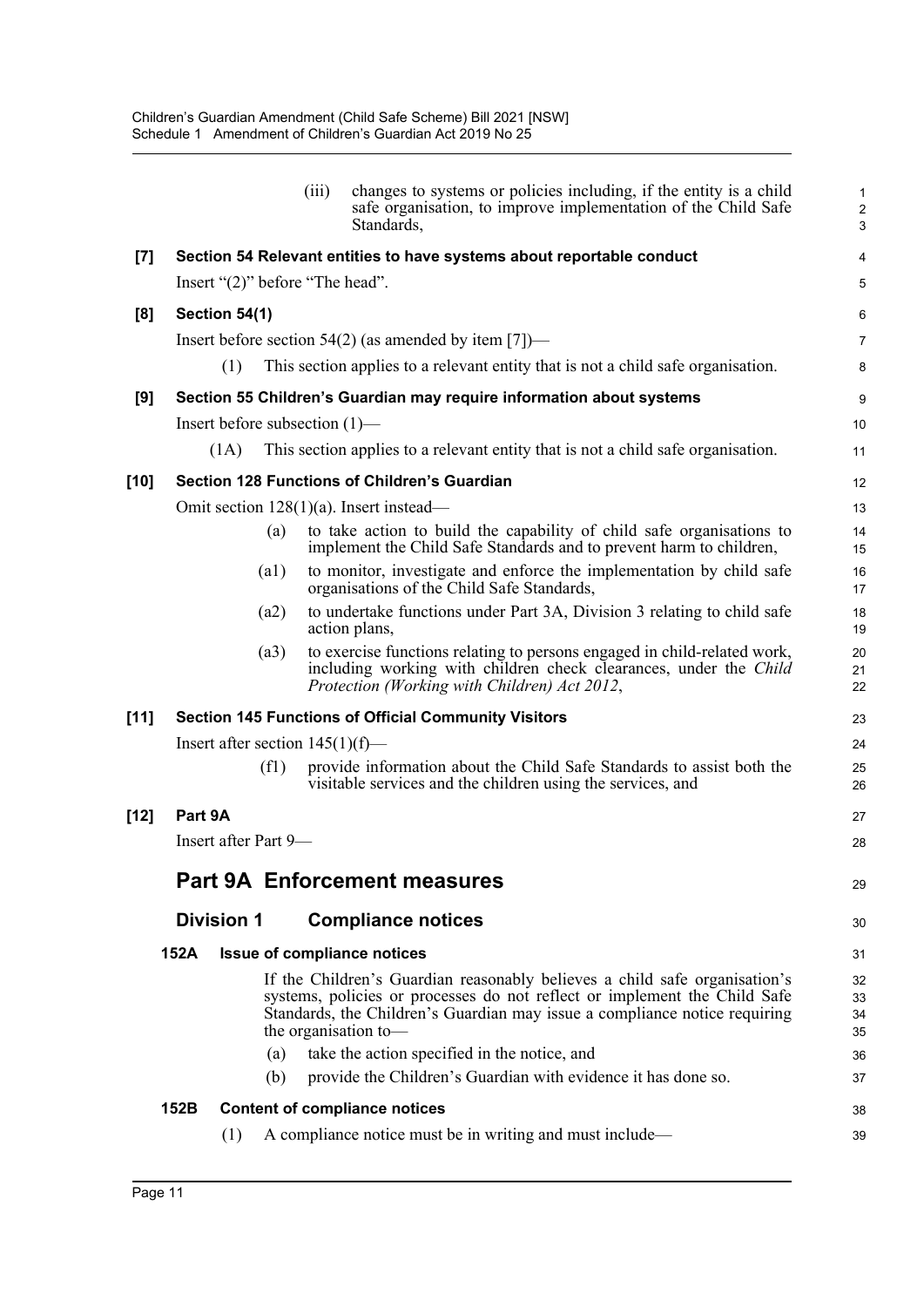(iii) changes to systems or policies including, if the entity is a child safe organisation, to improve implementation of the Child Safe Standards,

**[7] Section 54 Relevant entities to have systems about reportable conduct**

Insert "(2)" before "The head".

**[8] Section 54(1)**

Insert before section 54(2) (as amended by item [7])—

(1) This section applies to a relevant entity that is not a child safe organisation.

**[9] Section 55 Children's Guardian may require information about systems**

Insert before subsection (1)—

(1A) This section applies to a relevant entity that is not a child safe organisation.

**[10] Section 128 Functions of Children's Guardian**

Omit section 128(1)(a). Insert instead—

(a) to take action to build the capability of child safe organisations to implement the Child Safe Standards and to prevent harm to children,

(a1) to monitor, investigate and enforce the implementation by child safe organisations of the Child Safe Standards,

(a2) to undertake functions under Part 3A, Division 3 relating to child safe action plans,

(a3) to exercise functions relating to persons engaged in child-related work, including working with children check clearances, under the *Child Protection (Working with Children) Act 2012*,

**[11] Section 145 Functions of Official Community Visitors**

Insert after section 145(1)(f)—

(f1) provide information about the Child Safe Standards to assist both the visitable services and the children using the services, and

**[12] Part 9A**

Insert after Part 9—

# Part 9A Enforcement measures

## Division 1 Compliance notices

### 152A Issue of compliance notices

If the Children's Guardian reasonably believes a child safe organisation's systems, policies or processes do not reflect or implement the Child Safe Standards, the Children's Guardian may issue a compliance notice requiring the organisation to—

(a) take the action specified in the notice, and

(b) provide the Children's Guardian with evidence it has done so.

### 152B Content of compliance notices

(1) A compliance notice must be in writing and must include—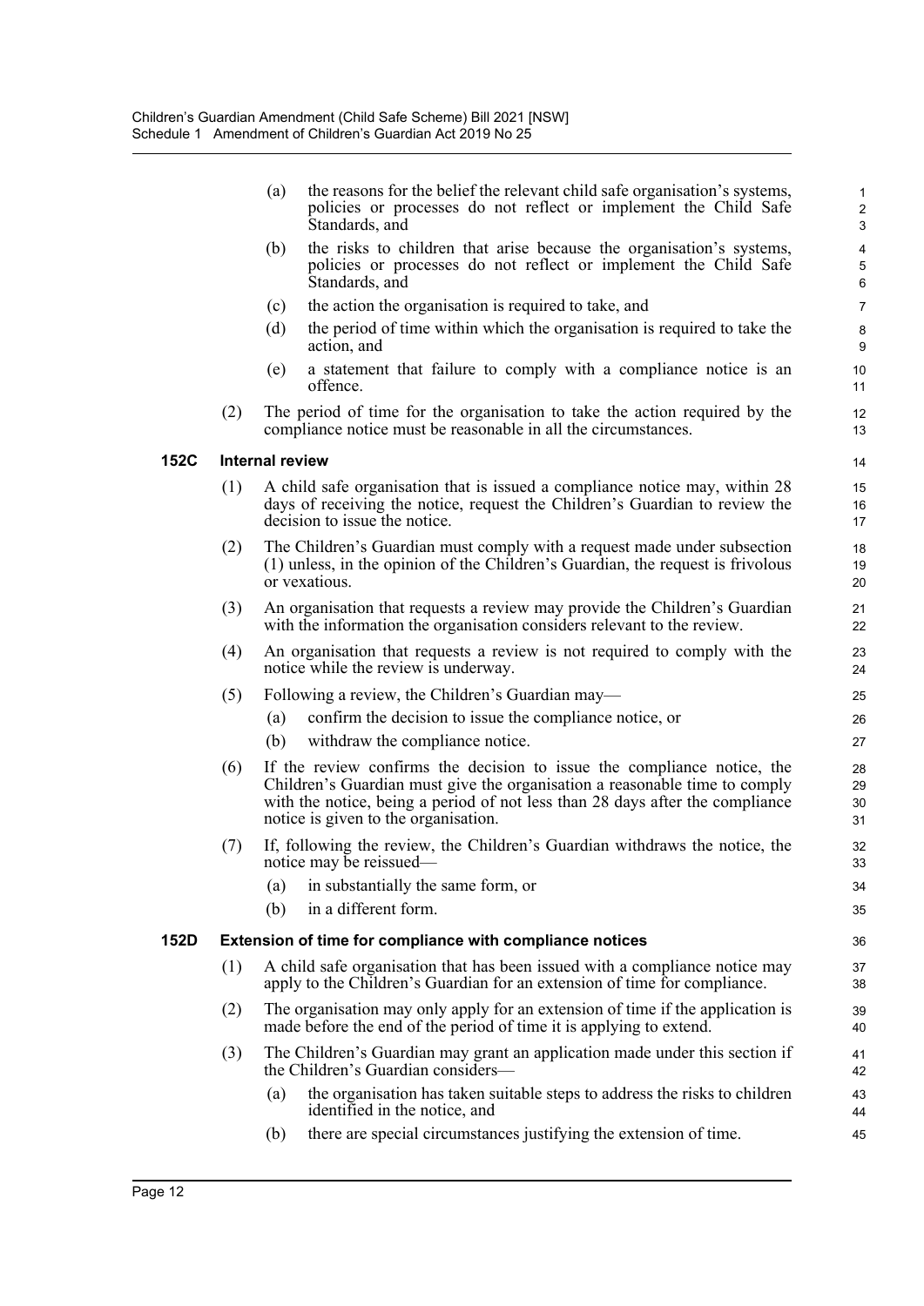(a) the reasons for the belief the relevant child safe organisation's systems, policies or processes do not reflect or implement the Child Safe Standards, and

(b) the risks to children that arise because the organisation's systems, policies or processes do not reflect or implement the Child Safe Standards, and

(c) the action the organisation is required to take, and

(d) the period of time within which the organisation is required to take the action, and

(e) a statement that failure to comply with a compliance notice is an offence.

(2) The period of time for the organisation to take the action required by the compliance notice must be reasonable in all the circumstances.

### 152C Internal review

(1) A child safe organisation that is issued a compliance notice may, within 28 days of receiving the notice, request the Children's Guardian to review the decision to issue the notice.

(2) The Children's Guardian must comply with a request made under subsection (1) unless, in the opinion of the Children's Guardian, the request is frivolous or vexatious.

(3) An organisation that requests a review may provide the Children's Guardian with the information the organisation considers relevant to the review.

(4) An organisation that requests a review is not required to comply with the notice while the review is underway.

(5) Following a review, the Children's Guardian may—

(a) confirm the decision to issue the compliance notice, or

(b) withdraw the compliance notice.

(6) If the review confirms the decision to issue the compliance notice, the Children's Guardian must give the organisation a reasonable time to comply with the notice, being a period of not less than 28 days after the compliance notice is given to the organisation.

(7) If, following the review, the Children's Guardian withdraws the notice, the notice may be reissued—

(a) in substantially the same form, or

(b) in a different form.

### 152D Extension of time for compliance with compliance notices

(1) A child safe organisation that has been issued with a compliance notice may apply to the Children's Guardian for an extension of time for compliance.

(2) The organisation may only apply for an extension of time if the application is made before the end of the period of time it is applying to extend.

(3) The Children's Guardian may grant an application made under this section if the Children's Guardian considers—

(a) the organisation has taken suitable steps to address the risks to children identified in the notice, and

(b) there are special circumstances justifying the extension of time.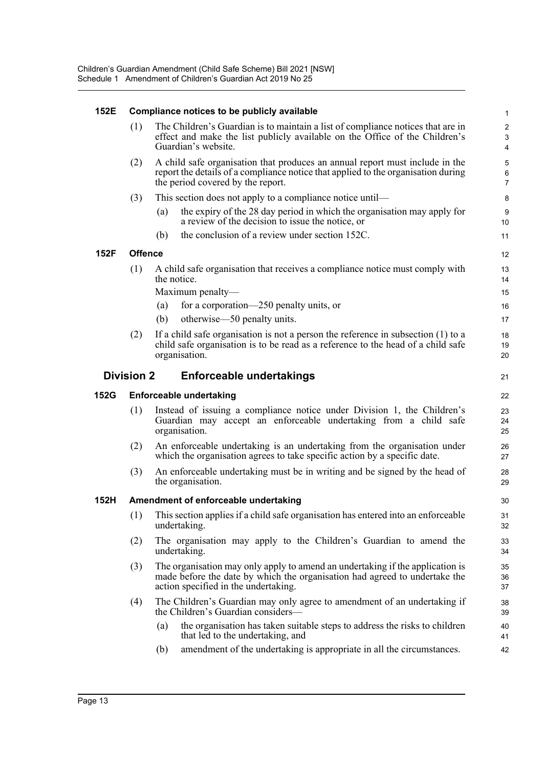### 152E Compliance notices to be publicly available

(1) The Children's Guardian is to maintain a list of compliance notices that are in effect and make the list publicly available on the Office of the Children's Guardian's website.

(2) A child safe organisation that produces an annual report must include in the report the details of a compliance notice that applied to the organisation during the period covered by the report.

(3) This section does not apply to a compliance notice until—

(a) the expiry of the 28 day period in which the organisation may apply for a review of the decision to issue the notice, or

(b) the conclusion of a review under section 152C.

### 152F Offence

(1) A child safe organisation that receives a compliance notice must comply with the notice.

Maximum penalty—

(a) for a corporation—250 penalty units, or

(b) otherwise—50 penalty units.

(2) If a child safe organisation is not a person the reference in subsection (1) to a child safe organisation is to be read as a reference to the head of a child safe organisation.

## Division 2 Enforceable undertakings

### 152G Enforceable undertaking

(1) Instead of issuing a compliance notice under Division 1, the Children's Guardian may accept an enforceable undertaking from a child safe organisation.

(2) An enforceable undertaking is an undertaking from the organisation under which the organisation agrees to take specific action by a specific date.

(3) An enforceable undertaking must be in writing and be signed by the head of the organisation.

### 152H Amendment of enforceable undertaking

(1) This section applies if a child safe organisation has entered into an enforceable undertaking.

(2) The organisation may apply to the Children's Guardian to amend the undertaking.

(3) The organisation may only apply to amend an undertaking if the application is made before the date by which the organisation had agreed to undertake the action specified in the undertaking.

(4) The Children's Guardian may only agree to amendment of an undertaking if the Children's Guardian considers—

(a) the organisation has taken suitable steps to address the risks to children that led to the undertaking, and

(b) amendment of the undertaking is appropriate in all the circumstances.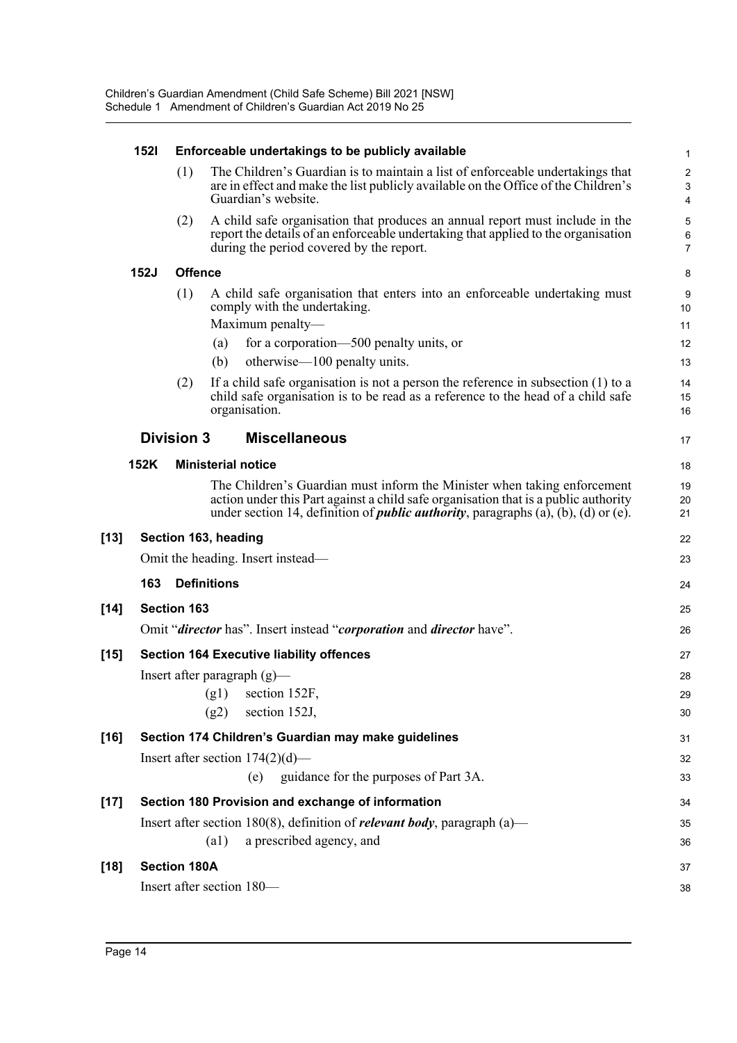**152I Enforceable undertakings to be publicly available**

(1) The Children's Guardian is to maintain a list of enforceable undertakings that are in effect and make the list publicly available on the Office of the Children's Guardian's website.

(2) A child safe organisation that produces an annual report must include in the report the details of an enforceable undertaking that applied to the organisation during the period covered by the report.

**152J Offence**

(1) A child safe organisation that enters into an enforceable undertaking must comply with the undertaking.

Maximum penalty—

(a) for a corporation—500 penalty units, or

(b) otherwise—100 penalty units.

(2) If a child safe organisation is not a person the reference in subsection (1) to a child safe organisation is to be read as a reference to the head of a child safe organisation.

## Division 3 Miscellaneous

**152K Ministerial notice**

The Children's Guardian must inform the Minister when taking enforcement action under this Part against a child safe organisation that is a public authority under section 14, definition of ***public authority***, paragraphs (a), (b), (d) or (e).

**[13] Section 163, heading**

Omit the heading. Insert instead—

**163 Definitions**

**[14] Section 163**

Omit "***director*** has". Insert instead "***corporation*** and ***director*** have".

**[15] Section 164 Executive liability offences**

Insert after paragraph (g)—

(g1) section 152F,

(g2) section 152J,

**[16] Section 174 Children's Guardian may make guidelines**

Insert after section 174(2)(d)—

(e) guidance for the purposes of Part 3A.

**[17] Section 180 Provision and exchange of information**

Insert after section 180(8), definition of ***relevant body***, paragraph (a)—

(a1) a prescribed agency, and

**[18] Section 180A**

Insert after section 180—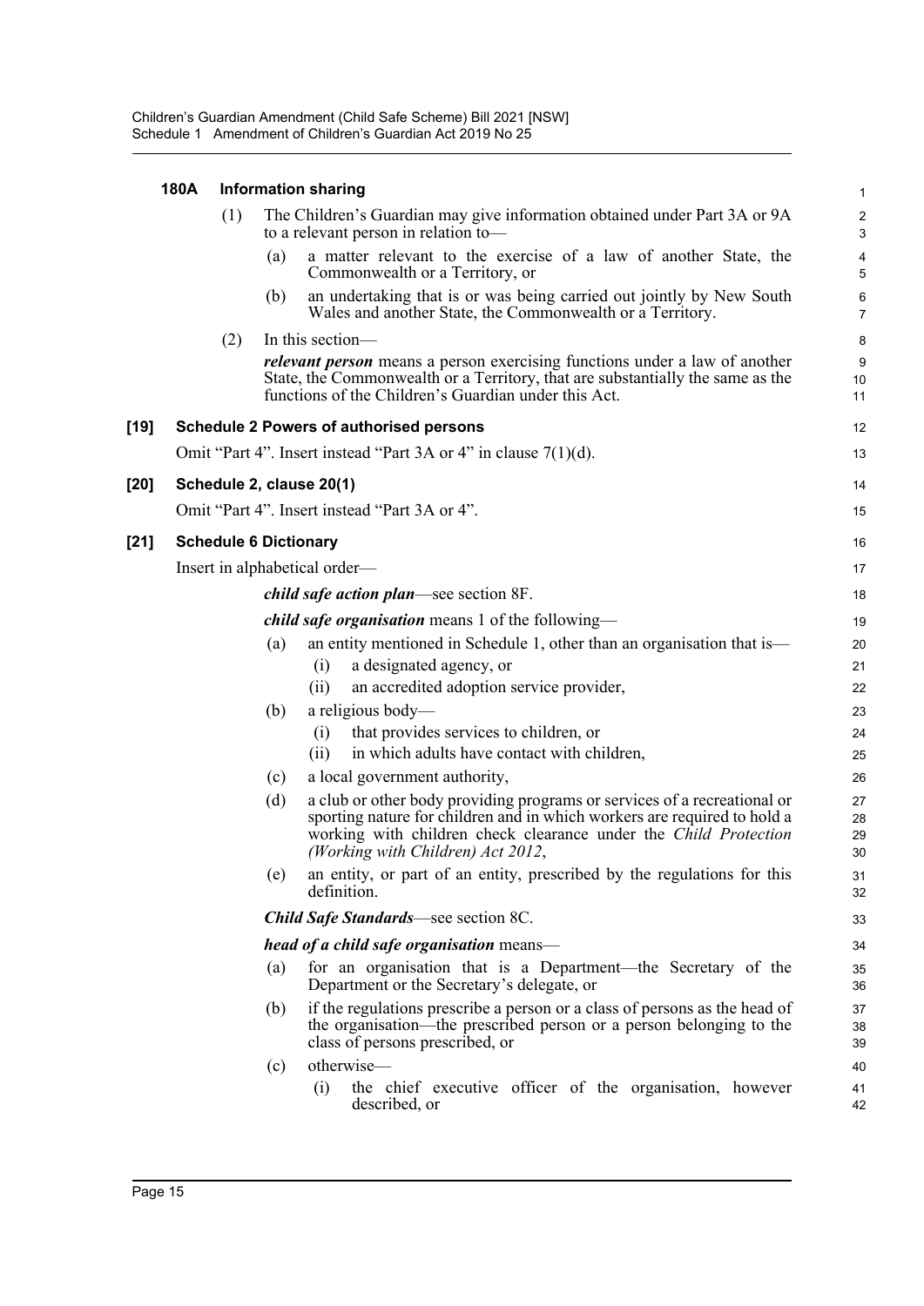### 180A Information sharing

(1) The Children's Guardian may give information obtained under Part 3A or 9A to a relevant person in relation to—

(a) a matter relevant to the exercise of a law of another State, the Commonwealth or a Territory, or

(b) an undertaking that is or was being carried out jointly by New South Wales and another State, the Commonwealth or a Territory.

(2) In this section—

***relevant person*** means a person exercising functions under a law of another State, the Commonwealth or a Territory, that are substantially the same as the functions of the Children's Guardian under this Act.

## [19] Schedule 2 Powers of authorised persons

Omit "Part 4". Insert instead "Part 3A or 4" in clause 7(1)(d).

## [20] Schedule 2, clause 20(1)

Omit "Part 4". Insert instead "Part 3A or 4".

## [21] Schedule 6 Dictionary

Insert in alphabetical order—

***child safe action plan***—see section 8F.

***child safe organisation*** means 1 of the following—

(a) an entity mentioned in Schedule 1, other than an organisation that is—

(i) a designated agency, or

(ii) an accredited adoption service provider,

(b) a religious body—

(i) that provides services to children, or

(ii) in which adults have contact with children,

(c) a local government authority,

(d) a club or other body providing programs or services of a recreational or sporting nature for children and in which workers are required to hold a working with children check clearance under the *Child Protection (Working with Children) Act 2012*,

(e) an entity, or part of an entity, prescribed by the regulations for this definition.

***Child Safe Standards***—see section 8C.

***head of a child safe organisation*** means—

(a) for an organisation that is a Department—the Secretary of the Department or the Secretary's delegate, or

(b) if the regulations prescribe a person or a class of persons as the head of the organisation—the prescribed person or a person belonging to the class of persons prescribed, or

(c) otherwise—

(i) the chief executive officer of the organisation, however described, or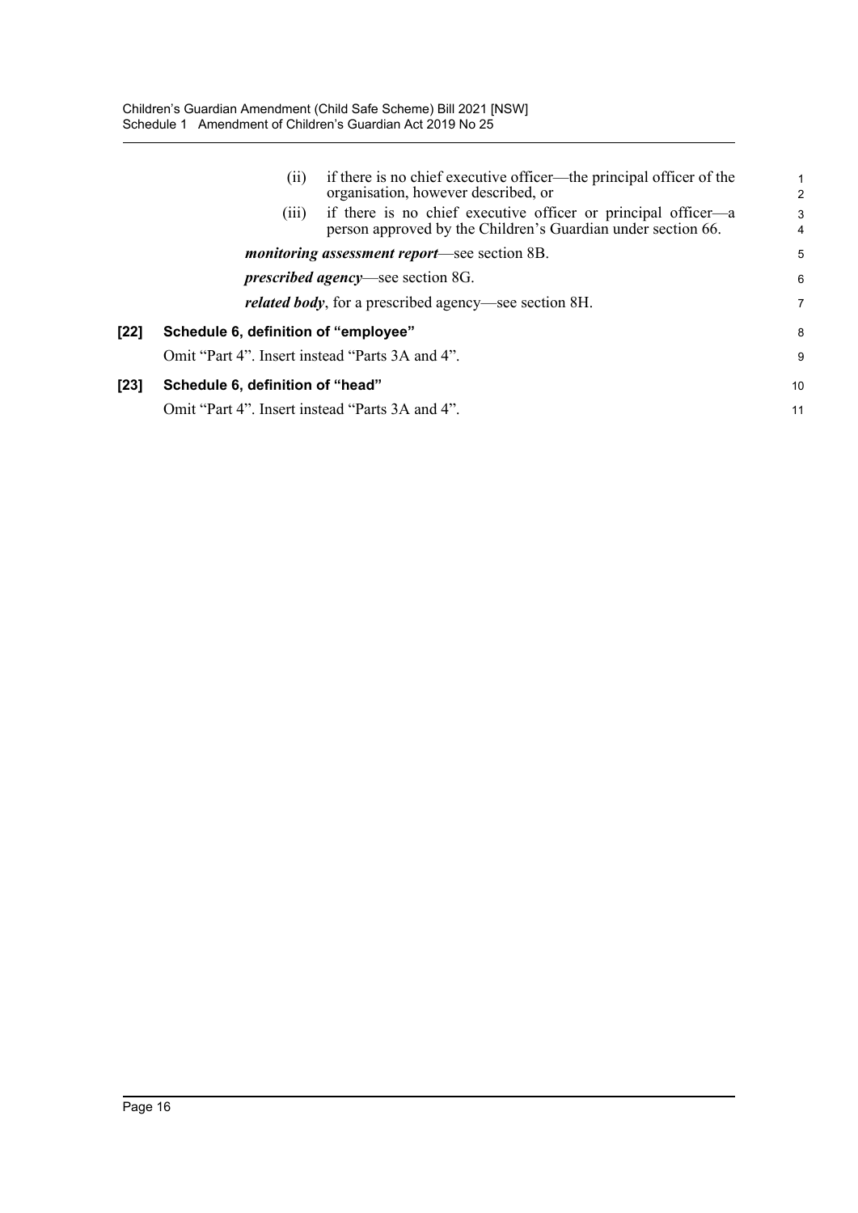(ii) if there is no chief executive officer—the principal officer of the organisation, however described, or

(iii) if there is no chief executive officer or principal officer—a person approved by the Children's Guardian under section 66.

***monitoring assessment report***—see section 8B.

***prescribed agency***—see section 8G.

***related body***, for a prescribed agency—see section 8H.

**[22] Schedule 6, definition of "employee"**

Omit "Part 4". Insert instead "Parts 3A and 4".

**[23] Schedule 6, definition of "head"**

Omit "Part 4". Insert instead "Parts 3A and 4".